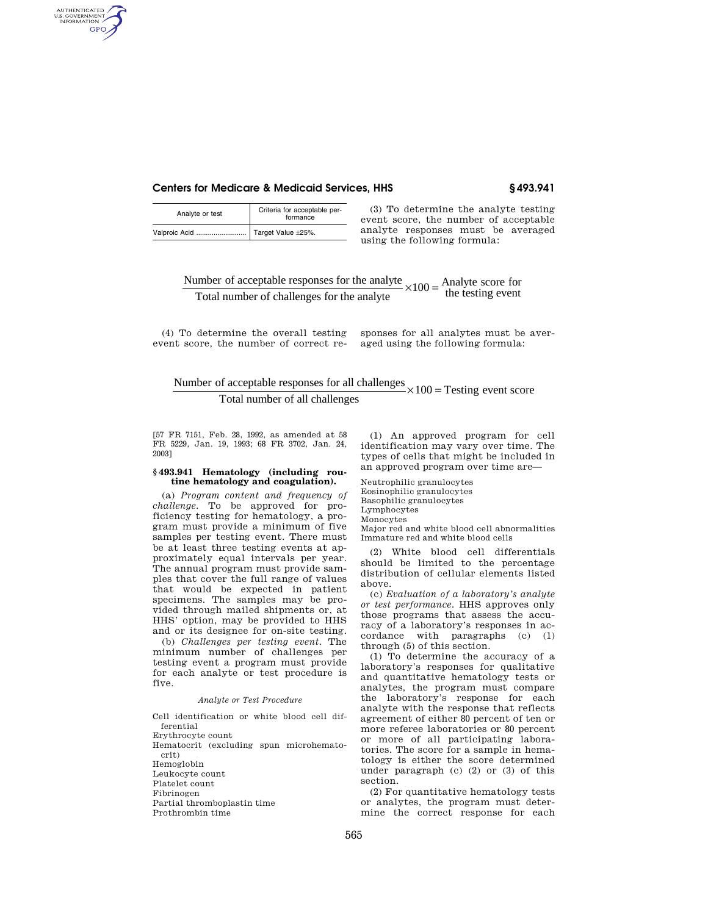| Analyte or test | Criteria for acceptable performance |
| --- | --- |
| Valproic Acid | Target Value ±25%. |

(3) To determine the analyte testing event score, the number of acceptable analyte responses must be averaged using the following formula:

$$\frac{\text{Number of acceptable responses for the analyte}}{\text{Total number of challenges for the analyte}} \times 100 = \text{Analyte score for the testing event}$$

(4) To determine the overall testing event score, the number of correct responses for all analytes must be averaged using the following formula:

$$\frac{\text{Number of acceptable responses for all challenges}}{\text{Total number of all challenges}} \times 100 = \text{Testing event score}$$

[57 FR 7151, Feb. 28, 1992, as amended at 58 FR 5229, Jan. 19, 1993; 68 FR 3702, Jan. 24, 2003]

## § 493.941 Hematology (including routine hematology and coagulation).

(a) *Program content and frequency of challenge.* To be approved for proficiency testing for hematology, a program must provide a minimum of five samples per testing event. There must be at least three testing events at approximately equal intervals per year. The annual program must provide samples that cover the full range of values that would be expected in patient specimens. The samples may be provided through mailed shipments or, at HHS' option, may be provided to HHS and or its designee for on-site testing.

(b) *Challenges per testing event.* The minimum number of challenges per testing event a program must provide for each analyte or test procedure is five.

*Analyte or Test Procedure*

Cell identification or white blood cell differential
Erythrocyte count
Hematocrit (excluding spun microhematocrit)
Hemoglobin
Leukocyte count
Platelet count
Fibrinogen
Partial thromboplastin time
Prothrombin time

(1) An approved program for cell identification may vary over time. The types of cells that might be included in an approved program over time are—

Neutrophilic granulocytes
Eosinophilic granulocytes
Basophilic granulocytes
Lymphocytes
Monocytes
Major red and white blood cell abnormalities
Immature red and white blood cells

(2) White blood cell differentials should be limited to the percentage distribution of cellular elements listed above.

(c) *Evaluation of a laboratory's analyte or test performance.* HHS approves only those programs that assess the accuracy of a laboratory's responses in accordance with paragraphs (c) (1) through (5) of this section.

(1) To determine the accuracy of a laboratory's responses for qualitative and quantitative hematology tests or analytes, the program must compare the laboratory's response for each analyte with the response that reflects agreement of either 80 percent of ten or more referee laboratories or 80 percent or more of all participating laboratories. The score for a sample in hematology is either the score determined under paragraph (c) (2) or (3) of this section.

(2) For quantitative hematology tests or analytes, the program must determine the correct response for each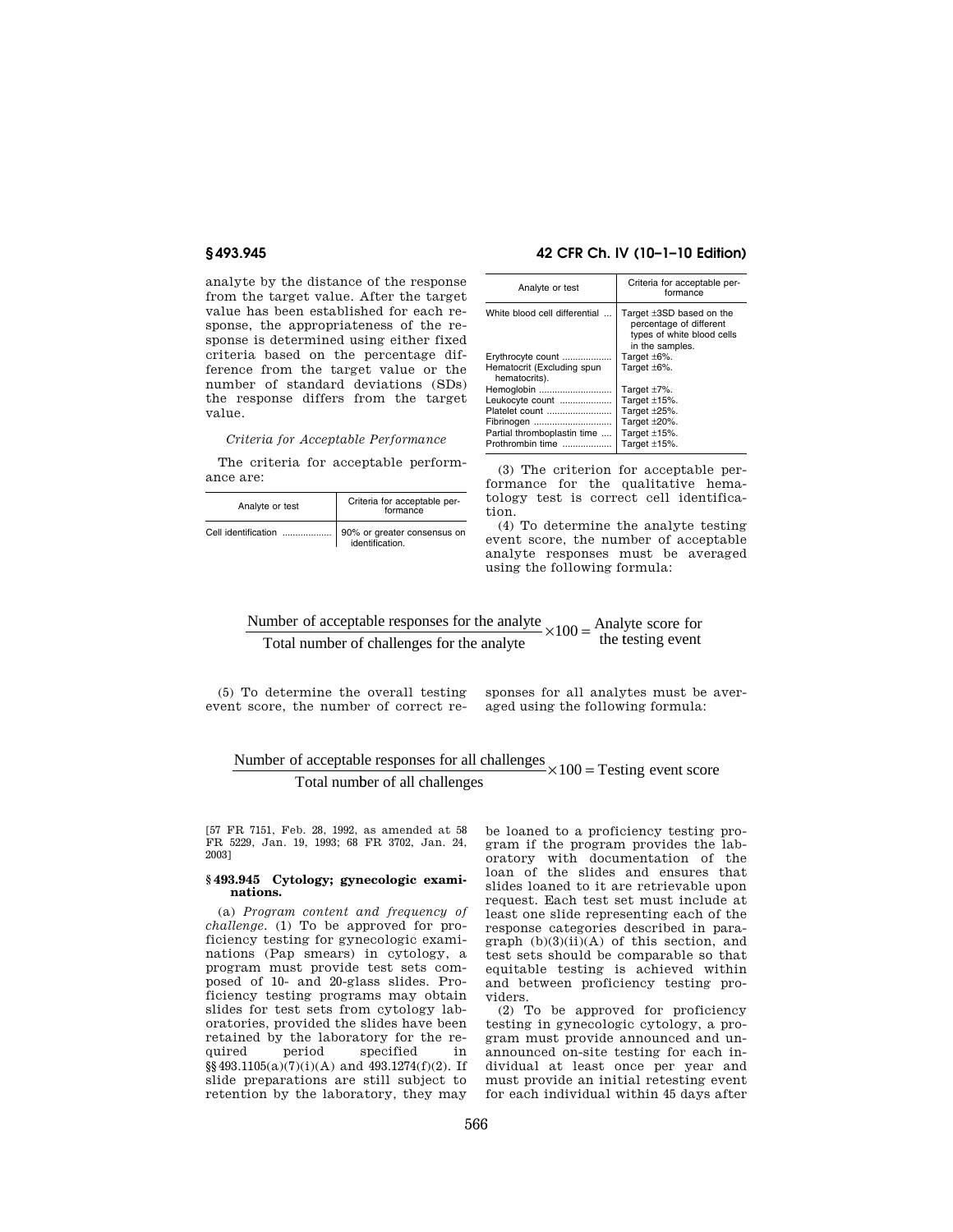analyte by the distance of the response from the target value. After the target value has been established for each response, the appropriateness of the response is determined using either fixed criteria based on the percentage difference from the target value or the number of standard deviations (SDs) the response differs from the target value.

*Criteria for Acceptable Performance*

The criteria for acceptable performance are:

| Analyte or test | Criteria for acceptable performance |
|---|---|
| Cell identification | 90% or greater consensus on identification. |

| Analyte or test | Criteria for acceptable performance |
|---|---|
| White blood cell differential | Target ±3SD based on the percentage of different types of white blood cells in the samples. |
| Erythrocyte count | Target ±6%. |
| Hematocrit (Excluding spun hematocrits). | Target ±6%. |
| Hemoglobin | Target ±7%. |
| Leukocyte count | Target ±15%. |
| Platelet count | Target ±25%. |
| Fibrinogen | Target ±20%. |
| Partial thromboplastin time | Target ±15%. |
| Prothrombin time | Target ±15%. |

(3) The criterion for acceptable performance for the qualitative hematology test is correct cell identification.

(4) To determine the analyte testing event score, the number of acceptable analyte responses must be averaged using the following formula:

$$\frac{\text{Number of acceptable responses for the analyte}}{\text{Total number of challenges for the analyte}} \times 100 = \text{Analyte score for the testing event}$$

(5) To determine the overall testing event score, the number of correct responses for all analytes must be averaged using the following formula:

$$\frac{\text{Number of acceptable responses for all challenges}}{\text{Total number of all challenges}} \times 100 = \text{Testing event score}$$

[57 FR 7151, Feb. 28, 1992, as amended at 58 FR 5229, Jan. 19, 1993; 68 FR 3702, Jan. 24, 2003]

### § 493.945 Cytology; gynecologic examinations.

(a) *Program content and frequency of challenge.* (1) To be approved for proficiency testing for gynecologic examinations (Pap smears) in cytology, a program must provide test sets composed of 10- and 20-glass slides. Proficiency testing programs may obtain slides for test sets from cytology laboratories, provided the slides have been retained by the laboratory for the required period specified in §§ 493.1105(a)(7)(i)(A) and 493.1274(f)(2). If slide preparations are still subject to retention by the laboratory, they may be loaned to a proficiency testing program if the program provides the laboratory with documentation of the loan of the slides and ensures that slides loaned to it are retrievable upon request. Each test set must include at least one slide representing each of the response categories described in paragraph (b)(3)(ii)(A) of this section, and test sets should be comparable so that equitable testing is achieved within and between proficiency testing providers.

(2) To be approved for proficiency testing in gynecologic cytology, a program must provide announced and unannounced on-site testing for each individual at least once per year and must provide an initial retesting event for each individual within 45 days after